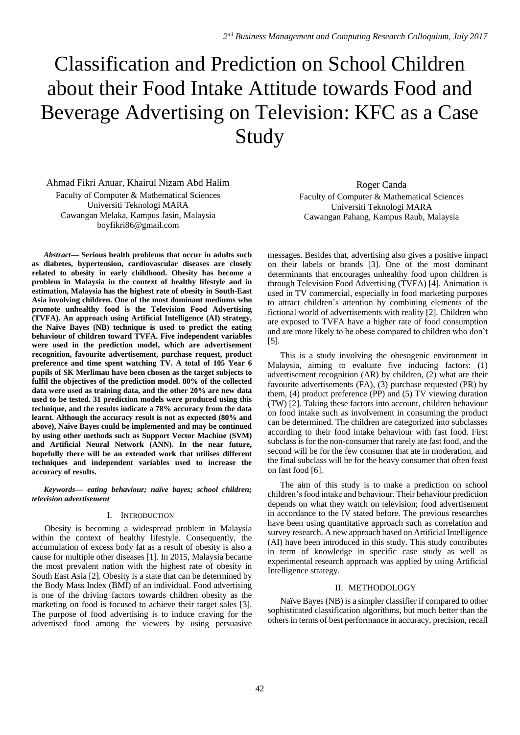# Classification and Prediction on School Children about their Food Intake Attitude towards Food and Beverage Advertising on Television: KFC as a Case Study

Ahmad Fikri Anuar, Khairul Nizam Abd Halim
Faculty of Computer & Mathematical Sciences
Universiti Teknologi MARA
Cawangan Melaka, Kampus Jasin, Malaysia
boyfikri86@gmail.com

Roger Canda
Faculty of Computer & Mathematical Sciences
Universiti Teknologi MARA
Cawangan Pahang, Kampus Raub, Malaysia

***Abstract*— Serious health problems that occur in adults such as diabetes, hypertension, cardiovascular diseases are closely related to obesity in early childhood. Obesity has become a problem in Malaysia in the context of healthy lifestyle and in estimation, Malaysia has the highest rate of obesity in South-East Asia involving children. One of the most dominant mediums who promote unhealthy food is the Television Food Advertising (TVFA). An approach using Artificial Intelligence (AI) strategy, the Naïve Bayes (NB) technique is used to predict the eating behaviour of children toward TVFA. Five independent variables were used in the prediction model, which are advertisement recognition, favourite advertisement, purchase request, product preference and time spent watching TV. A total of 105 Year 6 pupils of SK Merlimau have been chosen as the target subjects to fulfil the objectives of the prediction model. 80% of the collected data were used as training data, and the other 20% are new data used to be tested. 31 prediction models were produced using this technique, and the results indicate a 78% accuracy from the data learnt. Although the accuracy result is not as expected (80% and above), Naïve Bayes could be implemented and may be continued by using other methods such as Support Vector Machine (SVM) and Artificial Neural Network (ANN). In the near future, hopefully there will be an extended work that utilises different techniques and independent variables used to increase the accuracy of results.**

***Keywords*— *eating behaviour; naïve bayes; school children; television advertisement***

## I. Introduction

Obesity is becoming a widespread problem in Malaysia within the context of healthy lifestyle. Consequently, the accumulation of excess body fat as a result of obesity is also a cause for multiple other diseases [1]. In 2015, Malaysia became the most prevalent nation with the highest rate of obesity in South East Asia [2]. Obesity is a state that can be determined by the Body Mass Index (BMI) of an individual. Food advertising is one of the driving factors towards children obesity as the marketing on food is focused to achieve their target sales [3]. The purpose of food advertising is to induce craving for the advertised food among the viewers by using persuasive messages. Besides that, advertising also gives a positive impact on their labels or brands [3]. One of the most dominant determinants that encourages unhealthy food upon children is through Television Food Advertising (TVFA) [4]. Animation is used in TV commercial, especially in food marketing purposes to attract children's attention by combining elements of the fictional world of advertisements with reality [2]. Children who are exposed to TVFA have a higher rate of food consumption and are more likely to be obese compared to children who don't [5].

This is a study involving the obesogenic environment in Malaysia, aiming to evaluate five inducing factors: (1) advertisement recognition (AR) by children, (2) what are their favourite advertisements (FA), (3) purchase requested (PR) by them, (4) product preference (PP) and (5) TV viewing duration (TW) [2]. Taking these factors into account, children behaviour on food intake such as involvement in consuming the product can be determined. The children are categorized into subclasses according to their food intake behaviour with fast food. First subclass is for the non-consumer that rarely ate fast food, and the second will be for the few consumer that ate in moderation, and the final subclass will be for the heavy consumer that often feast on fast food [6].

The aim of this study is to make a prediction on school children's food intake and behaviour. Their behaviour prediction depends on what they watch on television; food advertisement in accordance to the IV stated before. The previous researches have been using quantitative approach such as correlation and survey research. A new approach based on Artificial Intelligence (AI) have been introduced in this study. This study contributes in term of knowledge in specific case study as well as experimental research approach was applied by using Artificial Intelligence strategy.

## II. Methodology

Naïve Bayes (NB) is a simpler classifier if compared to other sophisticated classification algorithms, but much better than the others in terms of best performance in accuracy, precision, recall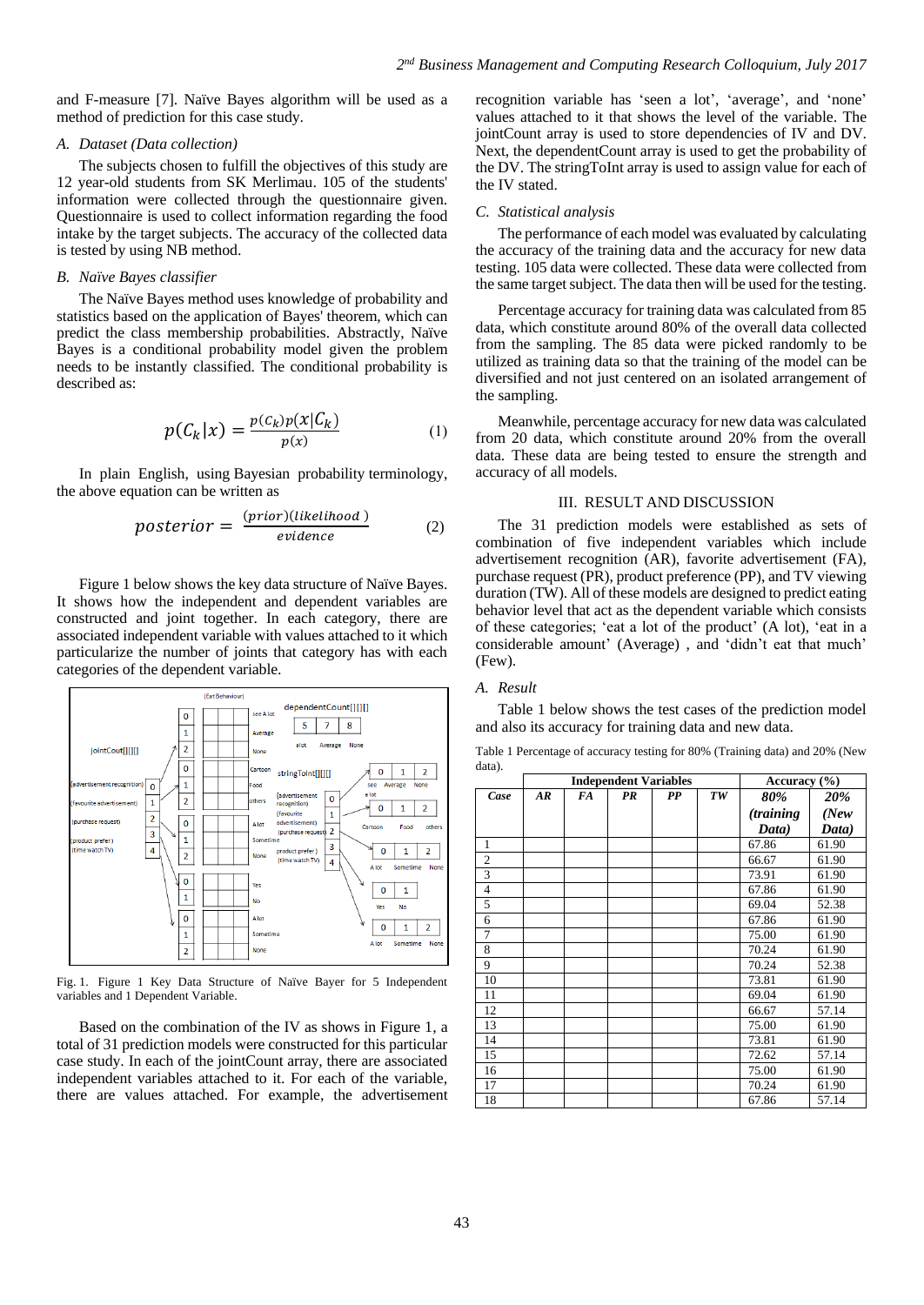and F-measure [7]. Naïve Bayes algorithm will be used as a method of prediction for this case study.

### A. Dataset (Data collection)

The subjects chosen to fulfill the objectives of this study are 12 year-old students from SK Merlimau. 105 of the students' information were collected through the questionnaire given. Questionnaire is used to collect information regarding the food intake by the target subjects. The accuracy of the collected data is tested by using NB method.

### B. Naïve Bayes classifier

The Naïve Bayes method uses knowledge of probability and statistics based on the application of Bayes' theorem, which can predict the class membership probabilities. Abstractly, Naïve Bayes is a conditional probability model given the problem needs to be instantly classified. The conditional probability is described as:

$$p(C_k|x) = \frac{p(C_k)p(x|C_k)}{p(x)} \quad (1)$$

In plain English, using Bayesian probability terminology, the above equation can be written as

$$posterior = \frac{(prior)(likelihood)}{evidence} \quad (2)$$

Figure 1 below shows the key data structure of Naïve Bayes. It shows how the independent and dependent variables are constructed and joint together. In each category, there are associated independent variable with values attached to it which particularize the number of joints that category has with each categories of the dependent variable.

Fig. 1. Figure 1 Key Data Structure of Naïve Bayer for 5 Independent variables and 1 Dependent Variable.

Based on the combination of the IV as shows in Figure 1, a total of 31 prediction models were constructed for this particular case study. In each of the jointCount array, there are associated independent variables attached to it. For each of the variable, there are values attached. For example, the advertisement recognition variable has 'seen a lot', 'average', and 'none' values attached to it that shows the level of the variable. The jointCount array is used to store dependencies of IV and DV. Next, the dependentCount array is used to get the probability of the DV. The stringToInt array is used to assign value for each of the IV stated.

### C. Statistical analysis

The performance of each model was evaluated by calculating the accuracy of the training data and the accuracy for new data testing. 105 data were collected. These data were collected from the same target subject. The data then will be used for the testing.

Percentage accuracy for training data was calculated from 85 data, which constitute around 80% of the overall data collected from the sampling. The 85 data were picked randomly to be utilized as training data so that the training of the model can be diversified and not just centered on an isolated arrangement of the sampling.

Meanwhile, percentage accuracy for new data was calculated from 20 data, which constitute around 20% from the overall data. These data are being tested to ensure the strength and accuracy of all models.

## III. RESULT AND DISCUSSION

The 31 prediction models were established as sets of combination of five independent variables which include advertisement recognition (AR), favorite advertisement (FA), purchase request (PR), product preference (PP), and TV viewing duration (TW). All of these models are designed to predict eating behavior level that act as the dependent variable which consists of these categories; 'eat a lot of the product' (A lot), 'eat in a considerable amount' (Average) , and 'didn't eat that much' (Few).

### A. Result

Table 1 below shows the test cases of the prediction model and also its accuracy for training data and new data.

Table 1 Percentage of accuracy testing for 80% (Training data) and 20% (New data).

| | Independent Variables | | | | | Accuracy (%) | |
|---|---|---|---|---|---|---|---|
| ***Case*** | ***AR*** | ***FA*** | ***PR*** | ***PP*** | ***TW*** | ***80% (training Data)*** | ***20% (New Data)*** |
| 1 | | | | | | 67.86 | 61.90 |
| 2 | | | | | | 66.67 | 61.90 |
| 3 | | | | | | 73.91 | 61.90 |
| 4 | | | | | | 67.86 | 61.90 |
| 5 | | | | | | 69.04 | 52.38 |
| 6 | | | | | | 67.86 | 61.90 |
| 7 | | | | | | 75.00 | 61.90 |
| 8 | | | | | | 70.24 | 61.90 |
| 9 | | | | | | 70.24 | 52.38 |
| 10 | | | | | | 73.81 | 61.90 |
| 11 | | | | | | 69.04 | 61.90 |
| 12 | | | | | | 66.67 | 57.14 |
| 13 | | | | | | 75.00 | 61.90 |
| 14 | | | | | | 73.81 | 61.90 |
| 15 | | | | | | 72.62 | 57.14 |
| 16 | | | | | | 75.00 | 61.90 |
| 17 | | | | | | 70.24 | 61.90 |
| 18 | | | | | | 67.86 | 57.14 |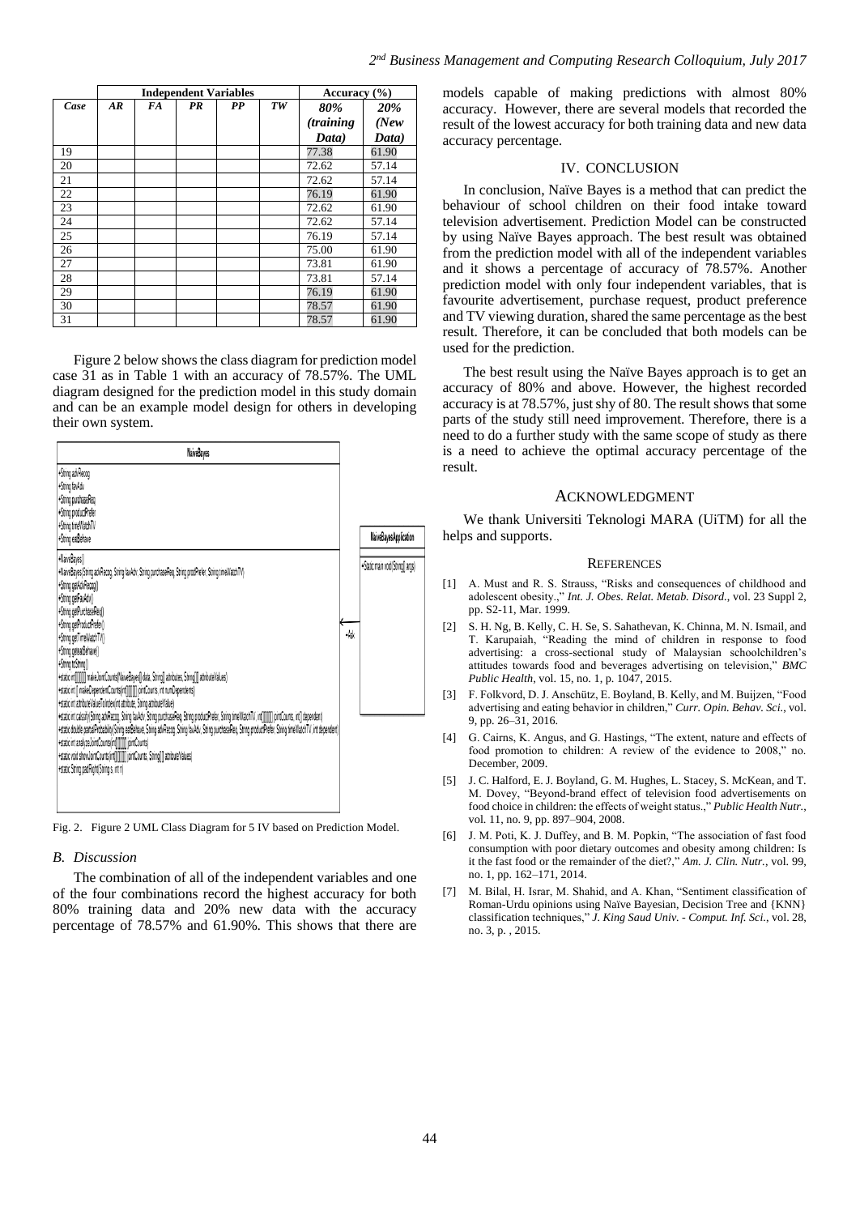| | Independent Variables | | | | | Accuracy (%) | |
|---|---|---|---|---|---|---|---|
| ***Case*** | ***AR*** | ***FA*** | ***PR*** | ***PP*** | ***TW*** | ***80% (training Data)*** | ***20% (New Data)*** |
| 19 | | | | | | 77.38 | 61.90 |
| 20 | | | | | | 72.62 | 57.14 |
| 21 | | | | | | 72.62 | 57.14 |
| 22 | | | | | | 76.19 | 61.90 |
| 23 | | | | | | 72.62 | 61.90 |
| 24 | | | | | | 72.62 | 57.14 |
| 25 | | | | | | 76.19 | 57.14 |
| 26 | | | | | | 75.00 | 61.90 |
| 27 | | | | | | 73.81 | 61.90 |
| 28 | | | | | | 73.81 | 57.14 |
| 29 | | | | | | 76.19 | 61.90 |
| 30 | | | | | | 78.57 | 61.90 |
| 31 | | | | | | 78.57 | 61.90 |

Figure 2 below shows the class diagram for prediction model case 31 as in Table 1 with an accuracy of 78.57%. The UML diagram designed for the prediction model in this study domain and can be an example model design for others in developing their own system.

NaiveBayes

+String adsRecog
+String favAdv
+String purchaseReq
+String productPrefer
+String timeWatchTV
+String eatBehave

+NaiveBayes()
+NaiveBayes(String adsRecog, String favAdv, String purchaseReq, String prodPrefer, String timeWatchTV)
+String getAdsRecog()
+String getFavAdv()
+String getPurchaseReq()
+String getProductPrefer()
+String getTimeWatchTV()
+String getEatBehave()
+String toString()
+static int[][][] makeJointCounts(NaiveBayes[] data, String[] attributes, String[][] attributeValues)
+static int[] makeDependentCounts(int[][][] jointCounts, int numDependents)
+static int attributeValueToIndex(int attribute, String attributeValue)
+static int calssify(String adsRecog, String favAdv, String purchaseReq, String productPrefer, String timeWatchTV, int[][][] jointCounts, int[] dependent)
+static double partialProbability(String eatBehave, String adsRecog, String favAdv, String purchaseReq, String productPrefer, String timeWatchTV, int dependent)
+static int analyzeJointCounts(int[][][] jointCounts)
+static void showJointCounts(int[][][] jointCounts, String[][] attributeValues)
+static String padRight(String s, int n)

NaiveBayesApplication

+Static main void(String[] args)

+Ask

Fig. 2. Figure 2 UML Class Diagram for 5 IV based on Prediction Model.

### *B. Discussion*

The combination of all of the independent variables and one of the four combinations record the highest accuracy for both 80% training data and 20% new data with the accuracy percentage of 78.57% and 61.90%. This shows that there are models capable of making predictions with almost 80% accuracy. However, there are several models that recorded the result of the lowest accuracy for both training data and new data accuracy percentage.

## IV. CONCLUSION

In conclusion, Naïve Bayes is a method that can predict the behaviour of school children on their food intake toward television advertisement. Prediction Model can be constructed by using Naïve Bayes approach. The best result was obtained from the prediction model with all of the independent variables and it shows a percentage of accuracy of 78.57%. Another prediction model with only four independent variables, that is favourite advertisement, purchase request, product preference and TV viewing duration, shared the same percentage as the best result. Therefore, it can be concluded that both models can be used for the prediction.

The best result using the Naïve Bayes approach is to get an accuracy of 80% and above. However, the highest recorded accuracy is at 78.57%, just shy of 80. The result shows that some parts of the study still need improvement. Therefore, there is a need to do a further study with the same scope of study as there is a need to achieve the optimal accuracy percentage of the result.

## ACKNOWLEDGMENT

We thank Universiti Teknologi MARA (UiTM) for all the helps and supports.

## REFERENCES

[1] A. Must and R. S. Strauss, "Risks and consequences of childhood and adolescent obesity.," *Int. J. Obes. Relat. Metab. Disord.*, vol. 23 Suppl 2, pp. S2-11, Mar. 1999.

[2] S. H. Ng, B. Kelly, C. H. Se, S. Sahathevan, K. Chinna, M. N. Ismail, and T. Karupaiah, "Reading the mind of children in response to food advertising: a cross-sectional study of Malaysian schoolchildren's attitudes towards food and beverages advertising on television," *BMC Public Health*, vol. 15, no. 1, p. 1047, 2015.

[3] F. Folkvord, D. J. Anschütz, E. Boyland, B. Kelly, and M. Buijzen, "Food advertising and eating behavior in children," *Curr. Opin. Behav. Sci.*, vol. 9, pp. 26–31, 2016.

[4] G. Cairns, K. Angus, and G. Hastings, "The extent, nature and effects of food promotion to children: A review of the evidence to 2008," no. December, 2009.

[5] J. C. Halford, E. J. Boyland, G. M. Hughes, L. Stacey, S. McKean, and T. M. Dovey, "Beyond-brand effect of television food advertisements on food choice in children: the effects of weight status.," *Public Health Nutr.*, vol. 11, no. 9, pp. 897–904, 2008.

[6] J. M. Poti, K. J. Duffey, and B. M. Popkin, "The association of fast food consumption with poor dietary outcomes and obesity among children: Is it the fast food or the remainder of the diet?," *Am. J. Clin. Nutr.*, vol. 99, no. 1, pp. 162–171, 2014.

[7] M. Bilal, H. Israr, M. Shahid, and A. Khan, "Sentiment classification of Roman-Urdu opinions using Naïve Bayesian, Decision Tree and {KNN} classification techniques," *J. King Saud Univ. - Comput. Inf. Sci.*, vol. 28, no. 3, p. , 2015.